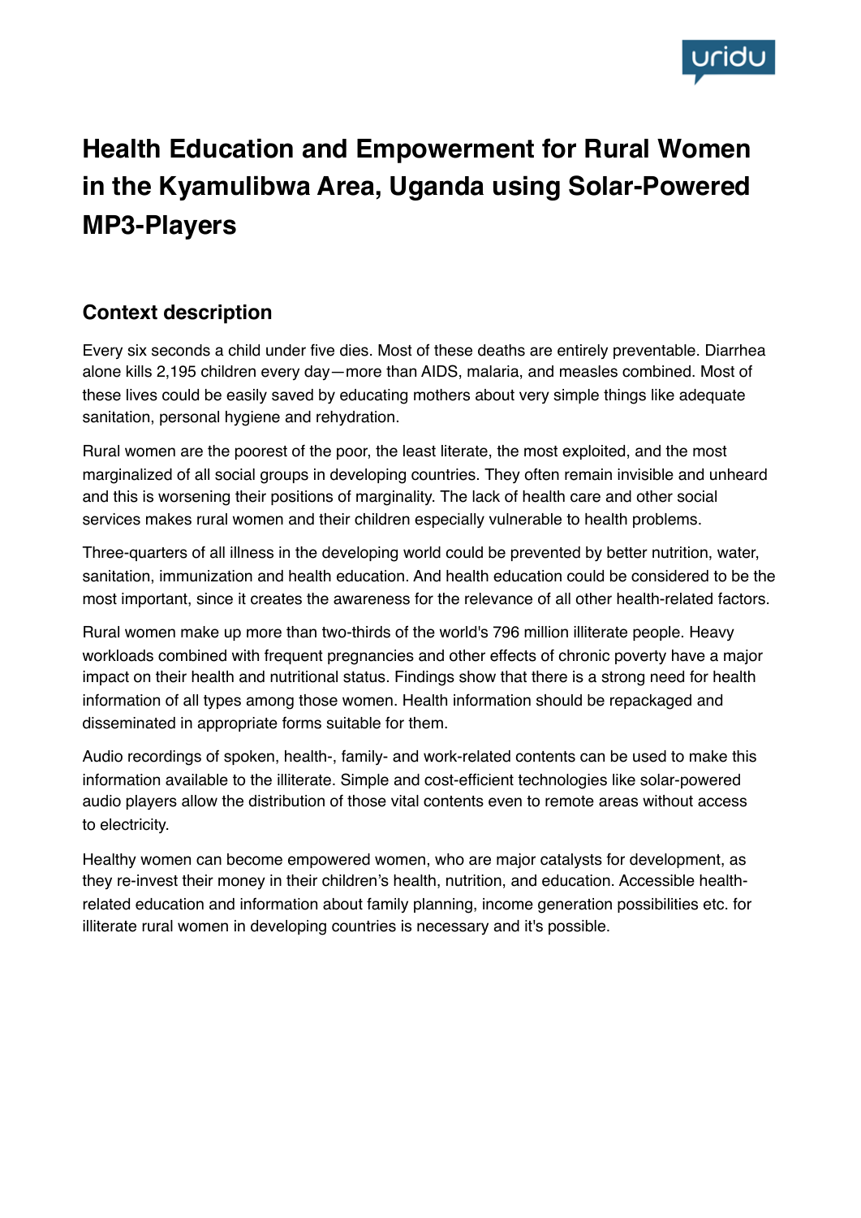# Health Education and Empowerment for Rural Women in the Kyamulibwa Area, Uganda using Solar-Powered MP3-Players

## Context description

Every six seconds a child under five dies. Most of these deaths are entirely preventable. Diarrhea alone kills 2,195 children every day—more than AIDS, malaria, and measles combined. Most of these lives could be easily saved by educating mothers about very simple things like adequate sanitation, personal hygiene and rehydration.

Rural women are the poorest of the poor, the least literate, the most exploited, and the most marginalized of all social groups in developing countries. They often remain invisible and unheard and this is worsening their positions of marginality. The lack of health care and other social services makes rural women and their children especially vulnerable to health problems.

Three-quarters of all illness in the developing world could be prevented by better nutrition, water, sanitation, immunization and health education. And health education could be considered to be the most important, since it creates the awareness for the relevance of all other health-related factors.

Rural women make up more than two-thirds of the world's 796 million illiterate people. Heavy workloads combined with frequent pregnancies and other effects of chronic poverty have a major impact on their health and nutritional status. Findings show that there is a strong need for health information of all types among those women. Health information should be repackaged and disseminated in appropriate forms suitable for them.

Audio recordings of spoken, health-, family- and work-related contents can be used to make this information available to the illiterate. Simple and cost-efficient technologies like solar-powered audio players allow the distribution of those vital contents even to remote areas without access to electricity.

Healthy women can become empowered women, who are major catalysts for development, as they re-invest their money in their children's health, nutrition, and education. Accessible health-related education and information about family planning, income generation possibilities etc. for illiterate rural women in developing countries is necessary and it's possible.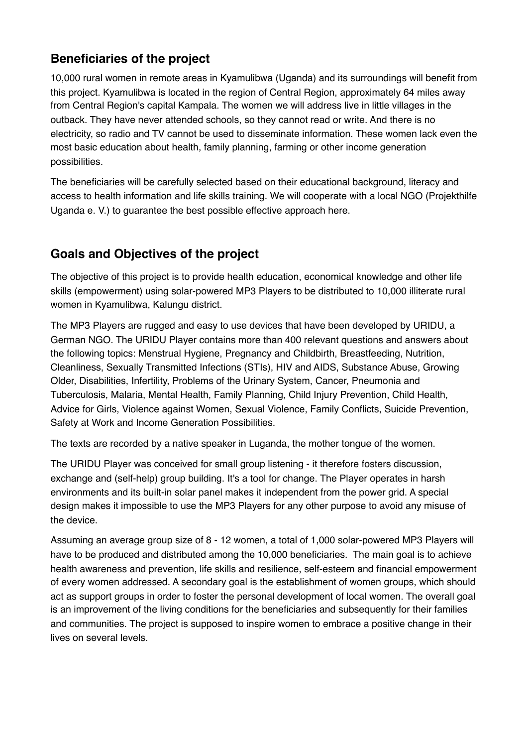## Beneficiaries of the project

10,000 rural women in remote areas in Kyamulibwa (Uganda) and its surroundings will benefit from this project. Kyamulibwa is located in the region of Central Region, approximately 64 miles away from Central Region's capital Kampala. The women we will address live in little villages in the outback. They have never attended schools, so they cannot read or write. And there is no electricity, so radio and TV cannot be used to disseminate information. These women lack even the most basic education about health, family planning, farming or other income generation possibilities.

The beneficiaries will be carefully selected based on their educational background, literacy and access to health information and life skills training. We will cooperate with a local NGO (Projekthilfe Uganda e. V.) to guarantee the best possible effective approach here.

## Goals and Objectives of the project

The objective of this project is to provide health education, economical knowledge and other life skills (empowerment) using solar-powered MP3 Players to be distributed to 10,000 illiterate rural women in Kyamulibwa, Kalungu district.

The MP3 Players are rugged and easy to use devices that have been developed by URIDU, a German NGO. The URIDU Player contains more than 400 relevant questions and answers about the following topics: Menstrual Hygiene, Pregnancy and Childbirth, Breastfeeding, Nutrition, Cleanliness, Sexually Transmitted Infections (STIs), HIV and AIDS, Substance Abuse, Growing Older, Disabilities, Infertility, Problems of the Urinary System, Cancer, Pneumonia and Tuberculosis, Malaria, Mental Health, Family Planning, Child Injury Prevention, Child Health, Advice for Girls, Violence against Women, Sexual Violence, Family Conflicts, Suicide Prevention, Safety at Work and Income Generation Possibilities.

The texts are recorded by a native speaker in Luganda, the mother tongue of the women.

The URIDU Player was conceived for small group listening - it therefore fosters discussion, exchange and (self-help) group building. It's a tool for change. The Player operates in harsh environments and its built-in solar panel makes it independent from the power grid. A special design makes it impossible to use the MP3 Players for any other purpose to avoid any misuse of the device.

Assuming an average group size of 8 - 12 women, a total of 1,000 solar-powered MP3 Players will have to be produced and distributed among the 10,000 beneficiaries. The main goal is to achieve health awareness and prevention, life skills and resilience, self-esteem and financial empowerment of every women addressed. A secondary goal is the establishment of women groups, which should act as support groups in order to foster the personal development of local women. The overall goal is an improvement of the living conditions for the beneficiaries and subsequently for their families and communities. The project is supposed to inspire women to embrace a positive change in their lives on several levels.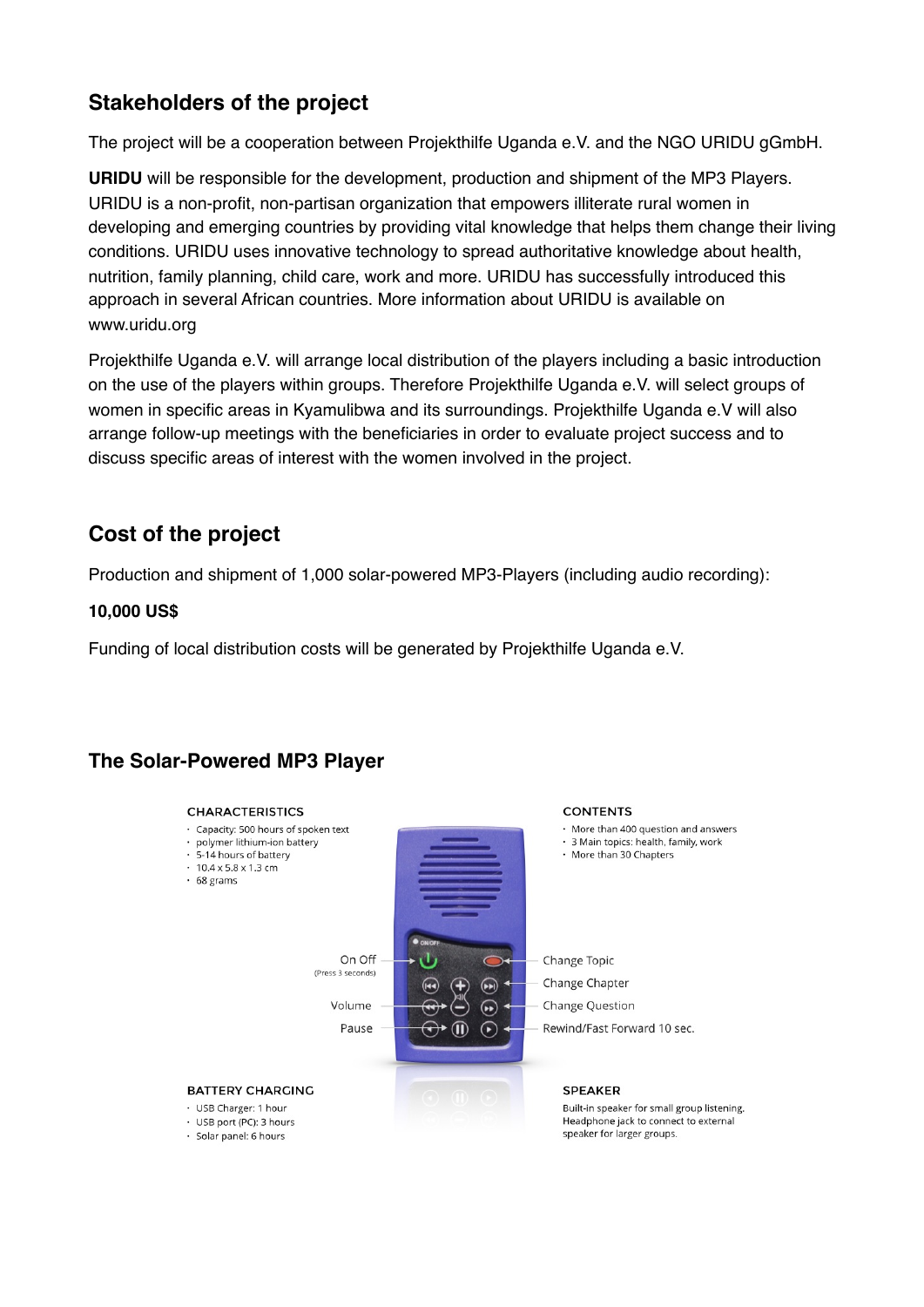## Stakeholders of the project

The project will be a cooperation between Projekthilfe Uganda e.V. and the NGO URIDU gGmbH.

**URIDU** will be responsible for the development, production and shipment of the MP3 Players. URIDU is a non-profit, non-partisan organization that empowers illiterate rural women in developing and emerging countries by providing vital knowledge that helps them change their living conditions. URIDU uses innovative technology to spread authoritative knowledge about health, nutrition, family planning, child care, work and more. URIDU has successfully introduced this approach in several African countries. More information about URIDU is available on www.uridu.org

Projekthilfe Uganda e.V. will arrange local distribution of the players including a basic introduction on the use of the players within groups. Therefore Projekthilfe Uganda e.V. will select groups of women in specific areas in Kyamulibwa and its surroundings. Projekthilfe Uganda e.V will also arrange follow-up meetings with the beneficiaries in order to evaluate project success and to discuss specific areas of interest with the women involved in the project.

## Cost of the project

Production and shipment of 1,000 solar-powered MP3-Players (including audio recording):

**10,000 US$**

Funding of local distribution costs will be generated by Projekthilfe Uganda e.V.

## The Solar-Powered MP3 Player

**CHARACTERISTICS**

- Capacity: 500 hours of spoken text
- polymer lithium-ion battery
- 5-14 hours of battery
- 10.4 x 5.8 x 1.3 cm
- 68 grams

**CONTENTS**

- More than 400 question and answers
- 3 Main topics: health, family, work
- More than 30 Chapters

On Off (Press 3 seconds)
Volume
Pause
Change Topic
Change Chapter
Change Question
Rewind/Fast Forward 10 sec.

**BATTERY CHARGING**

- USB Charger: 1 hour
- USB port (PC): 3 hours
- Solar panel: 6 hours

**SPEAKER**

Built-in speaker for small group listening. Headphone jack to connect to external speaker for larger groups.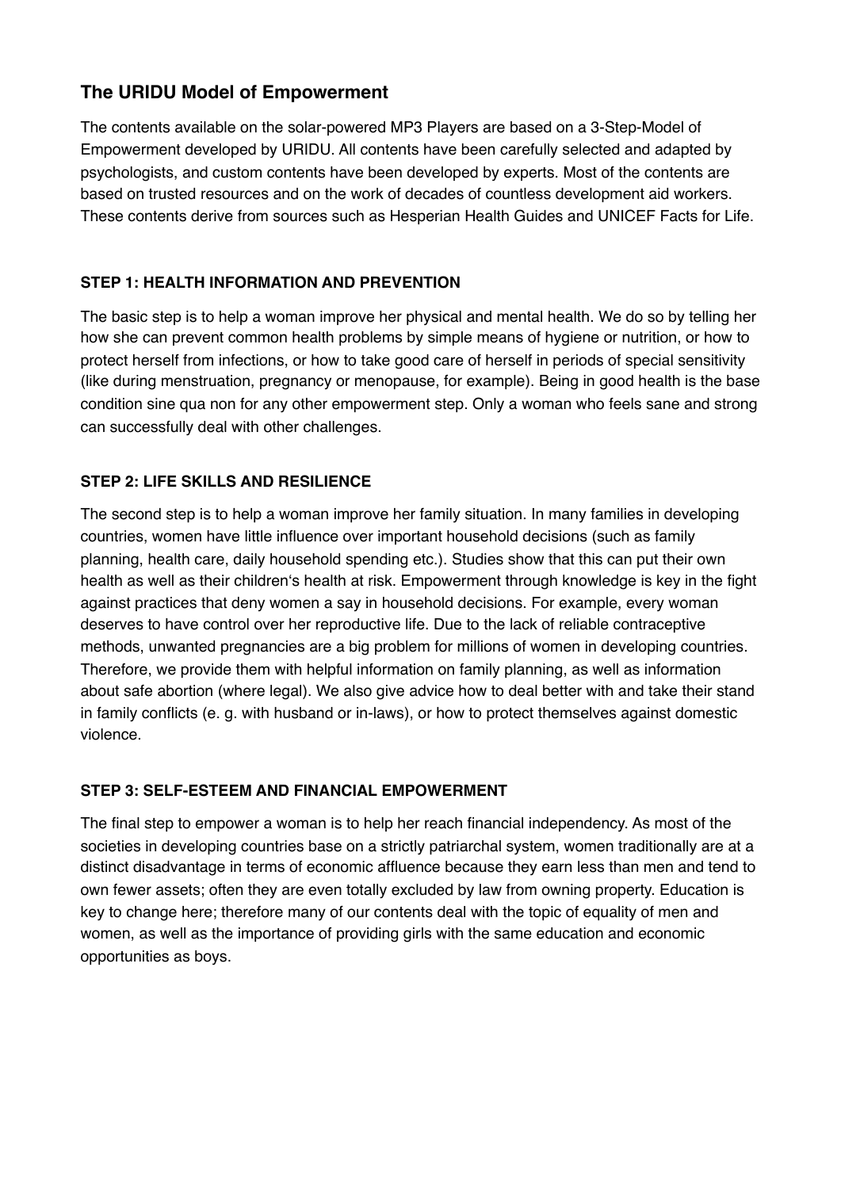## The URIDU Model of Empowerment

The contents available on the solar-powered MP3 Players are based on a 3-Step-Model of Empowerment developed by URIDU. All contents have been carefully selected and adapted by psychologists, and custom contents have been developed by experts. Most of the contents are based on trusted resources and on the work of decades of countless development aid workers. These contents derive from sources such as Hesperian Health Guides and UNICEF Facts for Life.

### STEP 1: HEALTH INFORMATION AND PREVENTION

The basic step is to help a woman improve her physical and mental health. We do so by telling her how she can prevent common health problems by simple means of hygiene or nutrition, or how to protect herself from infections, or how to take good care of herself in periods of special sensitivity (like during menstruation, pregnancy or menopause, for example). Being in good health is the base condition sine qua non for any other empowerment step. Only a woman who feels sane and strong can successfully deal with other challenges.

### STEP 2: LIFE SKILLS AND RESILIENCE

The second step is to help a woman improve her family situation. In many families in developing countries, women have little influence over important household decisions (such as family planning, health care, daily household spending etc.). Studies show that this can put their own health as well as their children's health at risk. Empowerment through knowledge is key in the fight against practices that deny women a say in household decisions. For example, every woman deserves to have control over her reproductive life. Due to the lack of reliable contraceptive methods, unwanted pregnancies are a big problem for millions of women in developing countries. Therefore, we provide them with helpful information on family planning, as well as information about safe abortion (where legal). We also give advice how to deal better with and take their stand in family conflicts (e. g. with husband or in-laws), or how to protect themselves against domestic violence.

### STEP 3: SELF-ESTEEM AND FINANCIAL EMPOWERMENT

The final step to empower a woman is to help her reach financial independency. As most of the societies in developing countries base on a strictly patriarchal system, women traditionally are at a distinct disadvantage in terms of economic affluence because they earn less than men and tend to own fewer assets; often they are even totally excluded by law from owning property. Education is key to change here; therefore many of our contents deal with the topic of equality of men and women, as well as the importance of providing girls with the same education and economic opportunities as boys.